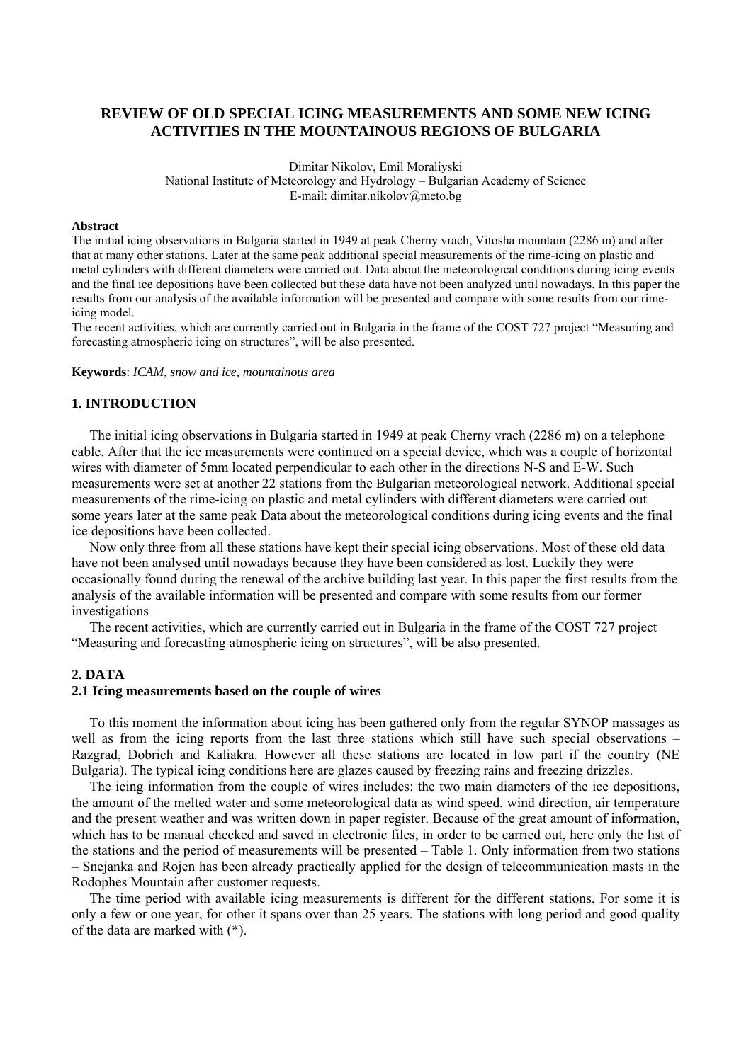# REVIEW OF OLD SPECIAL ICING MEASUREMENTS AND SOME NEW ICING ACTIVITIES IN THE MOUNTAINOUS REGIONS OF BULGARIA

Dimitar Nikolov, Emil Moraliyski
National Institute of Meteorology and Hydrology – Bulgarian Academy of Science
E-mail: dimitar.nikolov@meto.bg

**Abstract**

The initial icing observations in Bulgaria started in 1949 at peak Cherny vrach, Vitosha mountain (2286 m) and after that at many other stations. Later at the same peak additional special measurements of the rime-icing on plastic and metal cylinders with different diameters were carried out. Data about the meteorological conditions during icing events and the final ice depositions have been collected but these data have not been analyzed until nowadays. In this paper the results from our analysis of the available information will be presented and compare with some results from our rime-icing model.

The recent activities, which are currently carried out in Bulgaria in the frame of the COST 727 project "Measuring and forecasting atmospheric icing on structures", will be also presented.

**Keywords**: *ICAM, snow and ice, mountainous area*

## 1. INTRODUCTION

The initial icing observations in Bulgaria started in 1949 at peak Cherny vrach (2286 m) on a telephone cable. After that the ice measurements were continued on a special device, which was a couple of horizontal wires with diameter of 5mm located perpendicular to each other in the directions N-S and E-W. Such measurements were set at another 22 stations from the Bulgarian meteorological network. Additional special measurements of the rime-icing on plastic and metal cylinders with different diameters were carried out some years later at the same peak Data about the meteorological conditions during icing events and the final ice depositions have been collected.

Now only three from all these stations have kept their special icing observations. Most of these old data have not been analysed until nowadays because they have been considered as lost. Luckily they were occasionally found during the renewal of the archive building last year. In this paper the first results from the analysis of the available information will be presented and compare with some results from our former investigations

The recent activities, which are currently carried out in Bulgaria in the frame of the COST 727 project "Measuring and forecasting atmospheric icing on structures", will be also presented.

## 2. DATA

### 2.1 Icing measurements based on the couple of wires

To this moment the information about icing has been gathered only from the regular SYNOP massages as well as from the icing reports from the last three stations which still have such special observations – Razgrad, Dobrich and Kaliakra. However all these stations are located in low part if the country (NE Bulgaria). The typical icing conditions here are glazes caused by freezing rains and freezing drizzles.

The icing information from the couple of wires includes: the two main diameters of the ice depositions, the amount of the melted water and some meteorological data as wind speed, wind direction, air temperature and the present weather and was written down in paper register. Because of the great amount of information, which has to be manual checked and saved in electronic files, in order to be carried out, here only the list of the stations and the period of measurements will be presented – Table 1. Only information from two stations – Snejanka and Rojen has been already practically applied for the design of telecommunication masts in the Rodophes Mountain after customer requests.

The time period with available icing measurements is different for the different stations. For some it is only a few or one year, for other it spans over than 25 years. The stations with long period and good quality of the data are marked with (*).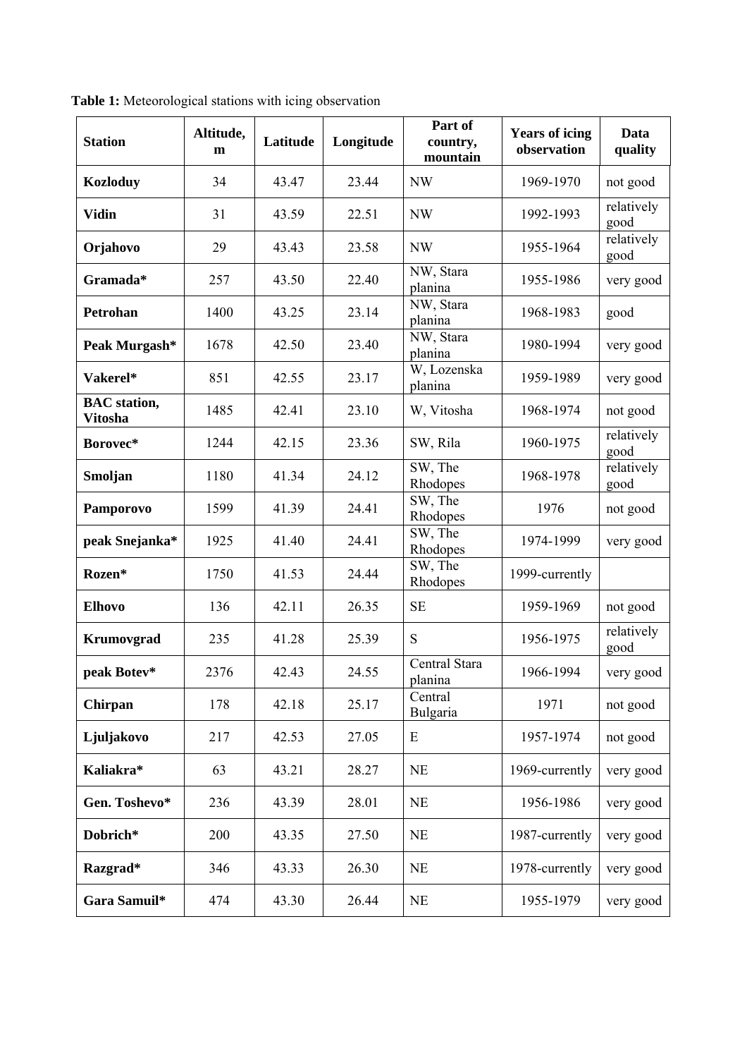**Table 1:** Meteorological stations with icing observation

| Station | Altitude, m | Latitude | Longitude | Part of country, mountain | Years of icing observation | Data quality |
|---|---|---|---|---|---|---|
| **Kozloduy** | 34 | 43.47 | 23.44 | NW | 1969-1970 | not good |
| **Vidin** | 31 | 43.59 | 22.51 | NW | 1992-1993 | relatively good |
| **Orjahovo** | 29 | 43.43 | 23.58 | NW | 1955-1964 | relatively good |
| **Gramada*** | 257 | 43.50 | 22.40 | NW, Stara planina | 1955-1986 | very good |
| **Petrohan** | 1400 | 43.25 | 23.14 | NW, Stara planina | 1968-1983 | good |
| **Peak Murgash*** | 1678 | 42.50 | 23.40 | NW, Stara planina | 1980-1994 | very good |
| **Vakerel*** | 851 | 42.55 | 23.17 | W, Lozenska planina | 1959-1989 | very good |
| **BAC station, Vitosha** | 1485 | 42.41 | 23.10 | W, Vitosha | 1968-1974 | not good |
| **Borovec*** | 1244 | 42.15 | 23.36 | SW, Rila | 1960-1975 | relatively good |
| **Smoljan** | 1180 | 41.34 | 24.12 | SW, The Rhodopes | 1968-1978 | relatively good |
| **Pamporovo** | 1599 | 41.39 | 24.41 | SW, The Rhodopes | 1976 | not good |
| **peak Snejanka*** | 1925 | 41.40 | 24.41 | SW, The Rhodopes | 1974-1999 | very good |
| **Rozen*** | 1750 | 41.53 | 24.44 | SW, The Rhodopes | 1999-currently | |
| **Elhovo** | 136 | 42.11 | 26.35 | SE | 1959-1969 | not good |
| **Krumovgrad** | 235 | 41.28 | 25.39 | S | 1956-1975 | relatively good |
| **peak Botev*** | 2376 | 42.43 | 24.55 | Central Stara planina | 1966-1994 | very good |
| **Chirpan** | 178 | 42.18 | 25.17 | Central Bulgaria | 1971 | not good |
| **Ljuljakovo** | 217 | 42.53 | 27.05 | E | 1957-1974 | not good |
| **Kaliakra*** | 63 | 43.21 | 28.27 | NE | 1969-currently | very good |
| **Gen. Toshevo*** | 236 | 43.39 | 28.01 | NE | 1956-1986 | very good |
| **Dobrich*** | 200 | 43.35 | 27.50 | NE | 1987-currently | very good |
| **Razgrad*** | 346 | 43.33 | 26.30 | NE | 1978-currently | very good |
| **Gara Samuil*** | 474 | 43.30 | 26.44 | NE | 1955-1979 | very good |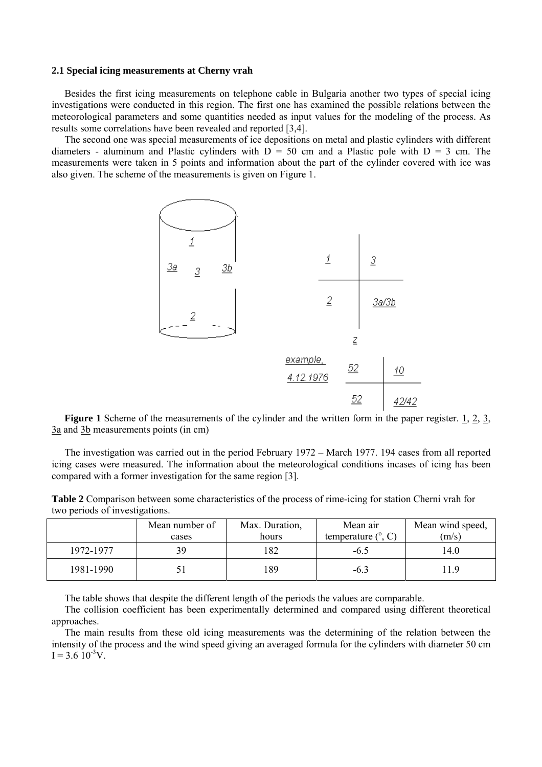### 2.1 Special icing measurements at Cherny vrah

Besides the first icing measurements on telephone cable in Bulgaria another two types of special icing investigations were conducted in this region. The first one has examined the possible relations between the meteorological parameters and some quantities needed as input values for the modeling of the process. As results some correlations have been revealed and reported [3,4].

The second one was special measurements of ice depositions on metal and plastic cylinders with different diameters - aluminum and Plastic cylinders with D = 50 cm and a Plastic pole with D = 3 cm. The measurements were taken in 5 points and information about the part of the cylinder covered with ice was also given. The scheme of the measurements is given on Figure 1.

**Figure 1** Scheme of the measurements of the cylinder and the written form in the paper register. 1, 2, 3, 3a and 3b measurements points (in cm)

The investigation was carried out in the period February 1972 – March 1977. 194 cases from all reported icing cases were measured. The information about the meteorological conditions incases of icing has been compared with a former investigation for the same region [3].

**Table 2** Comparison between some characteristics of the process of rime-icing for station Cherni vrah for two periods of investigations.

| | Mean number of cases | Max. Duration, hours | Mean air temperature (°, C) | Mean wind speed, (m/s) |
|---|---|---|---|---|
| 1972-1977 | 39 | 182 | -6.5 | 14.0 |
| 1981-1990 | 51 | 189 | -6.3 | 11.9 |

The table shows that despite the different length of the periods the values are comparable.

The collision coefficient has been experimentally determined and compared using different theoretical approaches.

The main results from these old icing measurements was the determining of the relation between the intensity of the process and the wind speed giving an averaged formula for the cylinders with diameter 50 cm $I = 3.6\ 10^{-3}V$.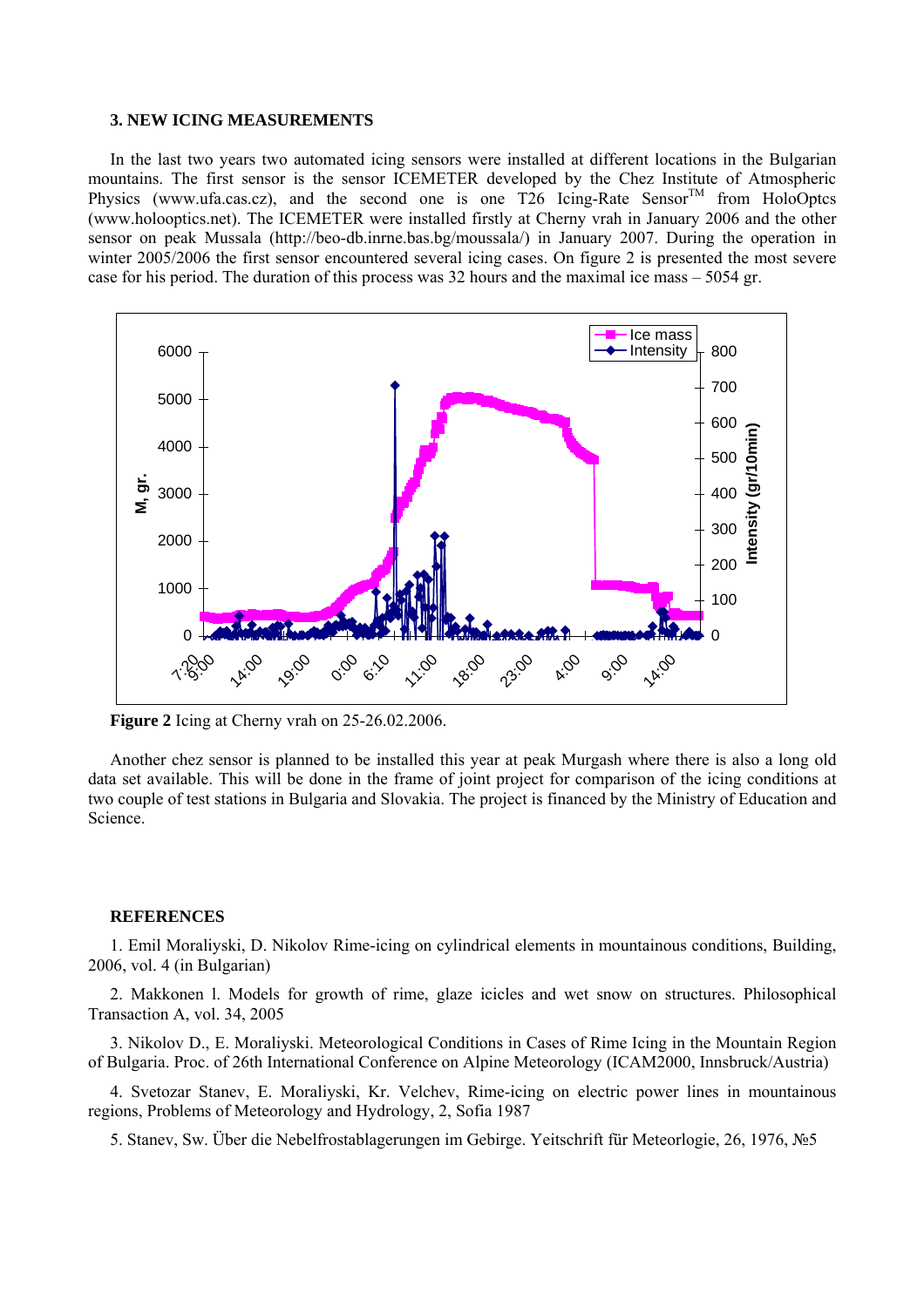## 3. NEW ICING MEASUREMENTS

In the last two years two automated icing sensors were installed at different locations in the Bulgarian mountains. The first sensor is the sensor ICEMETER developed by the Chez Institute of Atmospheric Physics (www.ufa.cas.cz), and the second one is one T26 Icing-Rate Sensor™ from HoloOptcs (www.holooptics.net). The ICEMETER were installed firstly at Cherny vrah in January 2006 and the other sensor on peak Mussala (http://beo-db.inrne.bas.bg/moussala/) in January 2007. During the operation in winter 2005/2006 the first sensor encountered several icing cases. On figure 2 is presented the most severe case for his period. The duration of this process was 32 hours and the maximal ice mass – 5054 gr.

Ice mass
Intensity
M, gr.
Intensity (gr/10min)
0
1000
2000
3000
4000
5000
6000
0
100
200
300
400
500
600
700
800
7:20
9:00
14:00
19:00
0:00
6:10
11:00
18:00
23:00
4:00
9:00
14:00

**Figure 2** Icing at Cherny vrah on 25-26.02.2006.

Another chez sensor is planned to be installed this year at peak Murgash where there is also a long old data set available. This will be done in the frame of joint project for comparison of the icing conditions at two couple of test stations in Bulgaria and Slovakia. The project is financed by the Ministry of Education and Science.

## REFERENCES

1. Emil Moraliyski, D. Nikolov Rime-icing on cylindrical elements in mountainous conditions, Building, 2006, vol. 4 (in Bulgarian)

2. Makkonen l. Models for growth of rime, glaze icicles and wet snow on structures. Philosophical Transaction A, vol. 34, 2005

3. Nikolov D., E. Moraliyski. Meteorological Conditions in Cases of Rime Icing in the Mountain Region of Bulgaria. Proc. of 26th International Conference on Alpine Meteorology (ICAM2000, Innsbruck/Austria)

4. Svetozar Stanev, E. Moraliyski, Kr. Velchev, Rime-icing on electric power lines in mountainous regions, Problems of Meteorology and Hydrology, 2, Sofia 1987

5. Stanev, Sw. Über die Nebelfrostablagerungen im Gebirge. Yeitschrift für Meteorlogie, 26, 1976, №5